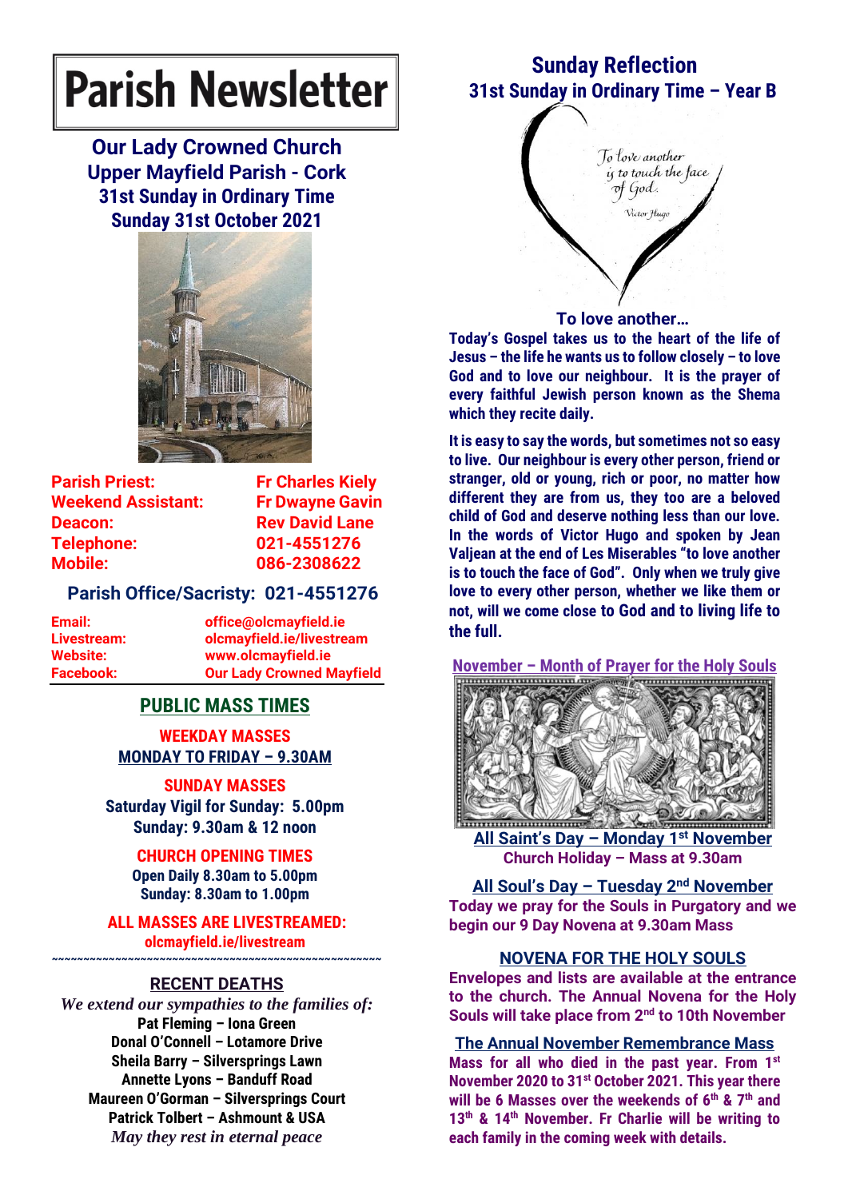# Parish Newsletter

## Our Lady Crowned Church
## Upper Mayfield Parish - Cork
## 31st Sunday in Ordinary Time
## Sunday 31st October 2021

| | |
|---|---|
| **Parish Priest:** | **Fr Charles Kiely** |
| **Weekend Assistant:** | **Fr Dwayne Gavin** |
| **Deacon:** | **Rev David Lane** |
| **Telephone:** | **021-4551276** |
| **Mobile:** | **086-2308622** |

**Parish Office/Sacristy: 021-4551276**

| | |
|---|---|
| **Email:** | **office@olcmayfield.ie** |
| **Livestream:** | **olcmayfield.ie/livestream** |
| **Website:** | **www.olcmayfield.ie** |
| **Facebook:** | **Our Lady Crowned Mayfield** |

## PUBLIC MASS TIMES

**WEEKDAY MASSES**

**MONDAY TO FRIDAY – 9.30AM**

**SUNDAY MASSES**

**Saturday Vigil for Sunday: 5.00pm**

**Sunday: 9.30am & 12 noon**

**CHURCH OPENING TIMES**

**Open Daily 8.30am to 5.00pm**

**Sunday: 8.30am to 1.00pm**

**ALL MASSES ARE LIVESTREAMED:**

**olcmayfield.ie/livestream**

~~~~~~~~~~~~~~~~~~~~~~~~~~~~~~~~~~~~~~~~~~~~~~~~~~~~

## RECENT DEATHS

*We extend our sympathies to the families of:*

**Pat Fleming – Iona Green**
**Donal O'Connell – Lotamore Drive**
**Sheila Barry – Silversprings Lawn**
**Annette Lyons – Banduff Road**
**Maureen O'Gorman – Silversprings Court**
**Patrick Tolbert – Ashmount & USA**

*May they rest in eternal peace*

## Sunday Reflection
## 31st Sunday in Ordinary Time – Year B

*To love another is to touch the face of God. – Victor Hugo*

### To love another…

**Today's Gospel takes us to the heart of the life of Jesus – the life he wants us to follow closely – to love God and to love our neighbour. It is the prayer of every faithful Jewish person known as the Shema which they recite daily.**

**It is easy to say the words, but sometimes not so easy to live. Our neighbour is every other person, friend or stranger, old or young, rich or poor, no matter how different they are from us, they too are a beloved child of God and deserve nothing less than our love. In the words of Victor Hugo and spoken by Jean Valjean at the end of Les Miserables "to love another is to touch the face of God". Only when we truly give love to every other person, whether we like them or not, will we come close to God and to living life to the full.**

**November – Month of Prayer for the Holy Souls**

**All Saint's Day – Monday 1st November**

**Church Holiday – Mass at 9.30am**

**All Soul's Day – Tuesday 2nd November**

**Today we pray for the Souls in Purgatory and we begin our 9 Day Novena at 9.30am Mass**

### NOVENA FOR THE HOLY SOULS

**Envelopes and lists are available at the entrance to the church. The Annual Novena for the Holy Souls will take place from 2nd to 10th November**

**The Annual November Remembrance Mass**

**Mass for all who died in the past year. From 1st November 2020 to 31st October 2021. This year there will be 6 Masses over the weekends of 6th & 7th and 13th & 14th November. Fr Charlie will be writing to each family in the coming week with details.**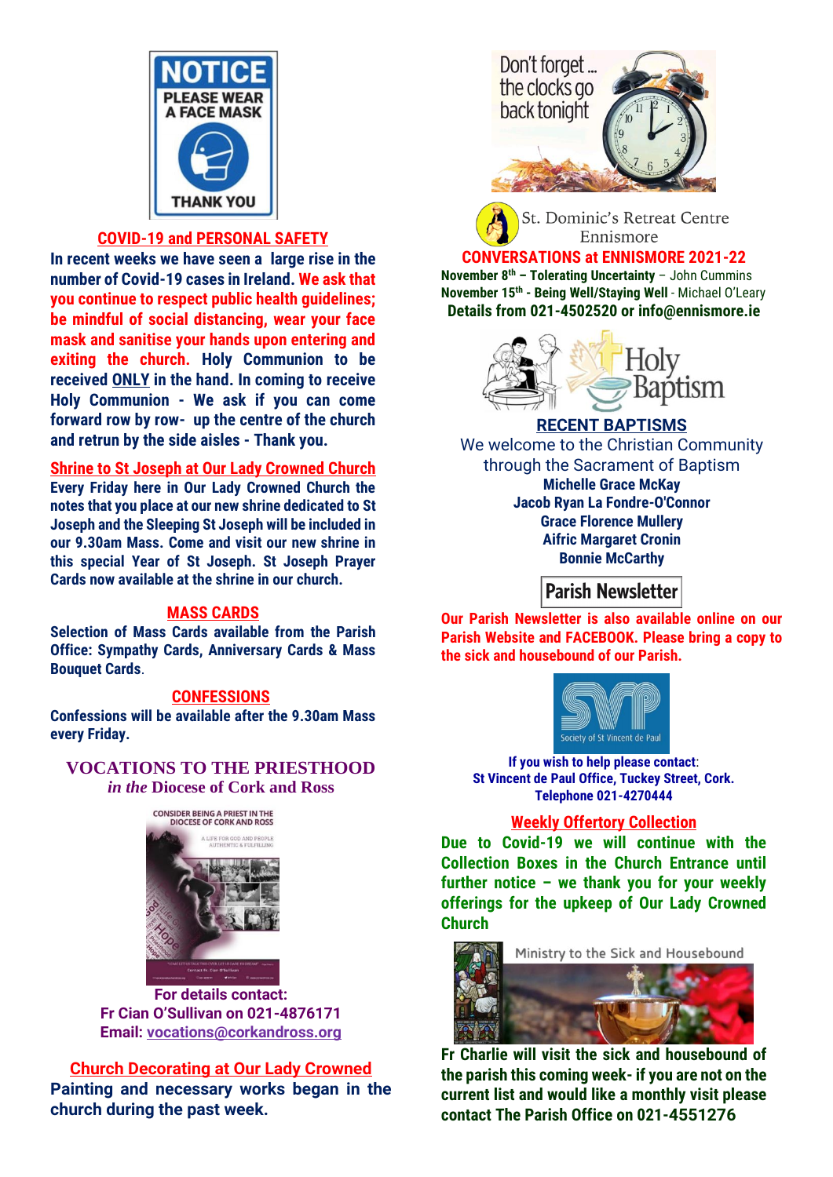NOTICE
PLEASE WEAR A FACE MASK
THANK YOU

## COVID-19 and PERSONAL SAFETY

**In recent weeks we have seen a large rise in the number of Covid-19 cases in Ireland. We ask that you continue to respect public health guidelines; be mindful of social distancing, wear your face mask and sanitise your hands upon entering and exiting the church. Holy Communion to be received ONLY in the hand. In coming to receive Holy Communion - We ask if you can come forward row by row- up the centre of the church and retrun by the side aisles - Thank you.**

## Shrine to St Joseph at Our Lady Crowned Church

**Every Friday here in Our Lady Crowned Church the notes that you place at our new shrine dedicated to St Joseph and the Sleeping St Joseph will be included in our 9.30am Mass. Come and visit our new shrine in this special Year of St Joseph. St Joseph Prayer Cards now available at the shrine in our church.**

## MASS CARDS

**Selection of Mass Cards available from the Parish Office: Sympathy Cards, Anniversary Cards & Mass Bouquet Cards**.

## CONFESSIONS

**Confessions will be available after the 9.30am Mass every Friday.**

## VOCATIONS TO THE PRIESTHOOD *in the* Diocese of Cork and Ross

CONSIDER BEING A PRIEST IN THE DIOCESE OF CORK AND ROSS

A LIFE FOR GOD AND PEOPLE AUTHENTIC & FULFILLING

**For details contact:**
**Fr Cian O'Sullivan on 021-4876171**
**Email: vocations@corkandross.org**

## Church Decorating at Our Lady Crowned

**Painting and necessary works began in the church during the past week.**

Don't forget ... the clocks go back tonight

St. Dominic's Retreat Centre
Ennismore

## CONVERSATIONS at ENNISMORE 2021-22

**November 8th – Tolerating Uncertainty** – John Cummins
**November 15th - Being Well/Staying Well** - Michael O'Leary
**Details from 021-4502520 or info@ennismore.ie**

Holy Baptism

## RECENT BAPTISMS

We welcome to the Christian Community through the Sacrament of Baptism

**Michelle Grace McKay**
**Jacob Ryan La Fondre-O'Connor**
**Grace Florence Mullery**
**Aifric Margaret Cronin**
**Bonnie McCarthy**

## Parish Newsletter

**Our Parish Newsletter is also available online on our Parish Website and FACEBOOK. Please bring a copy to the sick and housebound of our Parish.**

SVP
Society of St Vincent de Paul

**If you wish to help please contact**:
**St Vincent de Paul Office, Tuckey Street, Cork.**
**Telephone 021-4270444**

## Weekly Offertory Collection

**Due to Covid-19 we will continue with the Collection Boxes in the Church Entrance until further notice – we thank you for your weekly offerings for the upkeep of Our Lady Crowned Church**

Ministry to the Sick and Housebound

**Fr Charlie will visit the sick and housebound of the parish this coming week- if you are not on the current list and would like a monthly visit please contact The Parish Office on 021-4551276**